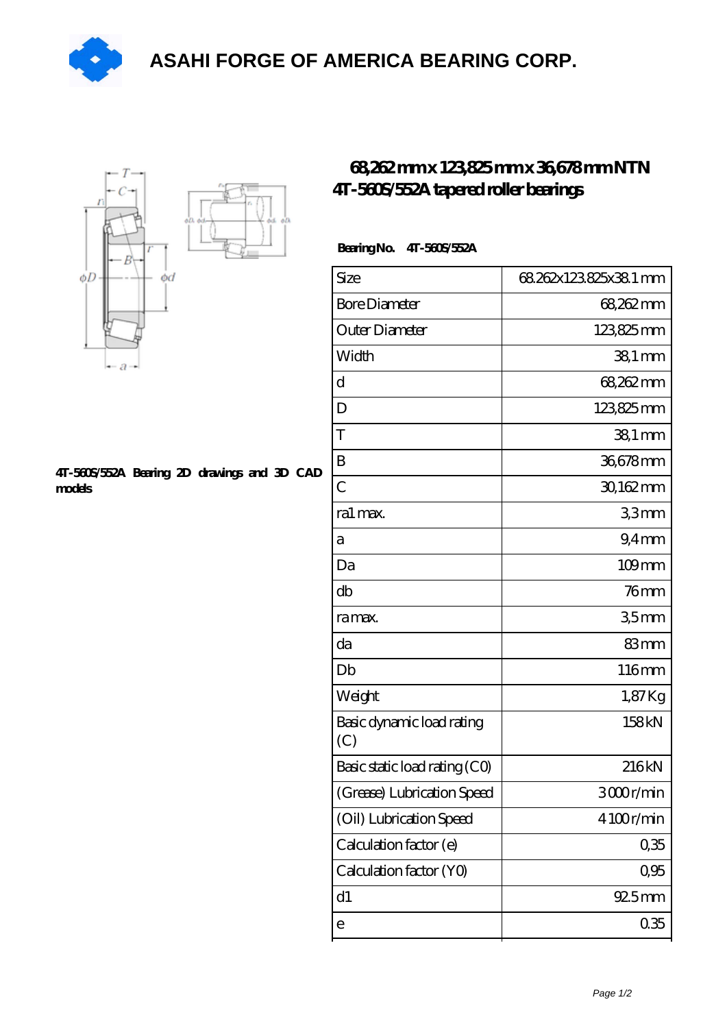# ASAHI FORGE OF AMERICA BEARING CORP.

## 68,262 mm x 123,825 mm x 36,678 mm NTN 4T-560S/552A tapered roller bearings

4T-560S/552A Bearing 2D drawings and 3D CAD models

**Bearing No.** 4T-560S/552A

| Size | 68.262x123.825x38.1 mm |
|---|---|
| Bore Diameter | 68,262 mm |
| Outer Diameter | 123,825 mm |
| Width | 38,1 mm |
| d | 68,262 mm |
| D | 123,825 mm |
| T | 38,1 mm |
| B | 36,678 mm |
| C | 30,162 mm |
| ra1 max. | 3,3 mm |
| a | 9,4 mm |
| Da | 109 mm |
| db | 76 mm |
| ra max. | 3,5 mm |
| da | 83 mm |
| Db | 116 mm |
| Weight | 1,87 Kg |
| Basic dynamic load rating (C) | 158 kN |
| Basic static load rating (C0) | 216 kN |
| (Grease) Lubrication Speed | 3 000 r/min |
| (Oil) Lubrication Speed | 4 100 r/min |
| Calculation factor (e) | 0,35 |
| Calculation factor (Y0) | 0,95 |
| d1 | 92.5 mm |
| e | 0.35 |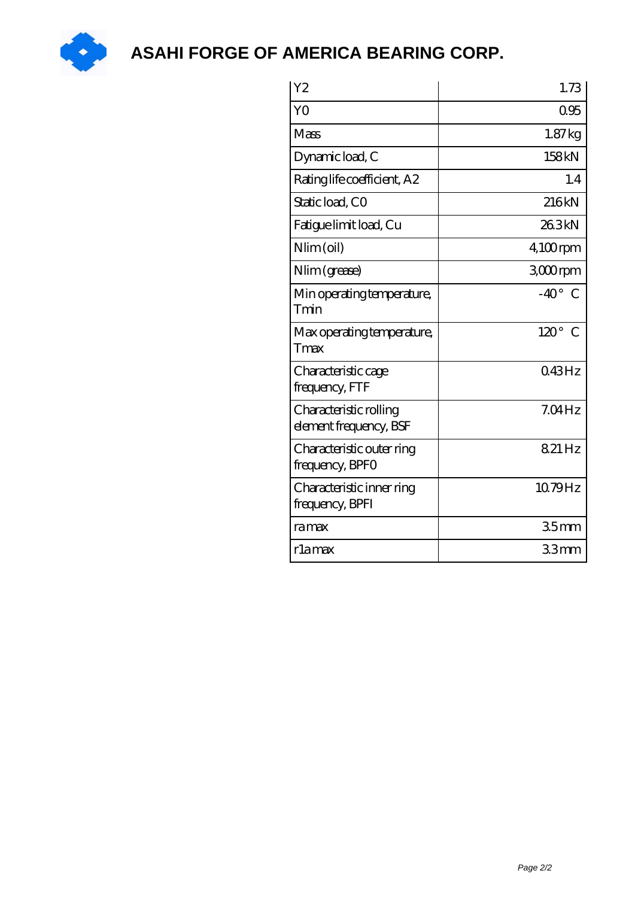# ASAHI FORGE OF AMERICA BEARING CORP.

| | |
|---|---|
| Y2 | 1.73 |
| Y0 | 0.95 |
| Mass | 1.87 kg |
| Dynamic load, C | 158 kN |
| Rating life coefficient, A2 | 1.4 |
| Static load, C0 | 216 kN |
| Fatigue limit load, Cu | 26.3 kN |
| Nlim (oil) | 4,100 rpm |
| Nlim (grease) | 3,000 rpm |
| Min operating temperature, Tmin | -40 ° C |
| Max operating temperature, Tmax | 120 ° C |
| Characteristic cage frequency, FTF | 0.43 Hz |
| Characteristic rolling element frequency, BSF | 7.04 Hz |
| Characteristic outer ring frequency, BPFO | 8.21 Hz |
| Characteristic inner ring frequency, BPFI | 10.79 Hz |
| ra max | 3.5 mm |
| r1a max | 3.3 mm |